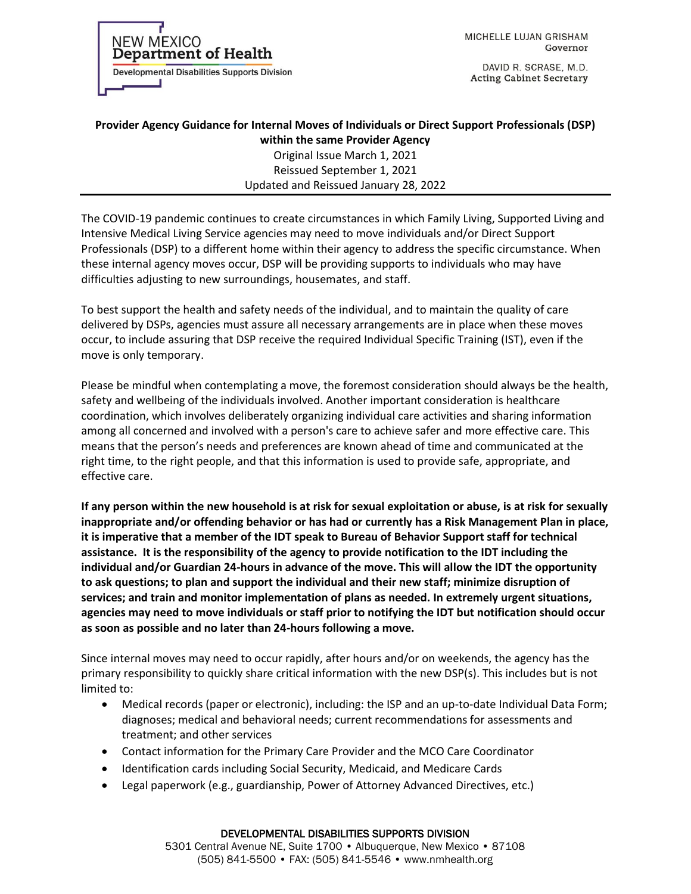NEW MEXICO
**Department of Health**
Developmental Disabilities Supports Division

MICHELLE LUJAN GRISHAM
Governor

DAVID R. SCRASE, M.D.
Acting Cabinet Secretary

**Provider Agency Guidance for Internal Moves of Individuals or Direct Support Professionals (DSP) within the same Provider Agency**

Original Issue March 1, 2021
Reissued September 1, 2021
Updated and Reissued January 28, 2022

---

The COVID-19 pandemic continues to create circumstances in which Family Living, Supported Living and Intensive Medical Living Service agencies may need to move individuals and/or Direct Support Professionals (DSP) to a different home within their agency to address the specific circumstance. When these internal agency moves occur, DSP will be providing supports to individuals who may have difficulties adjusting to new surroundings, housemates, and staff.

To best support the health and safety needs of the individual, and to maintain the quality of care delivered by DSPs, agencies must assure all necessary arrangements are in place when these moves occur, to include assuring that DSP receive the required Individual Specific Training (IST), even if the move is only temporary.

Please be mindful when contemplating a move, the foremost consideration should always be the health, safety and wellbeing of the individuals involved. Another important consideration is healthcare coordination, which involves deliberately organizing individual care activities and sharing information among all concerned and involved with a person's care to achieve safer and more effective care. This means that the person's needs and preferences are known ahead of time and communicated at the right time, to the right people, and that this information is used to provide safe, appropriate, and effective care.

**If any person within the new household is at risk for sexual exploitation or abuse, is at risk for sexually inappropriate and/or offending behavior or has had or currently has a Risk Management Plan in place, it is imperative that a member of the IDT speak to Bureau of Behavior Support staff for technical assistance. It is the responsibility of the agency to provide notification to the IDT including the individual and/or Guardian 24-hours in advance of the move. This will allow the IDT the opportunity to ask questions; to plan and support the individual and their new staff; minimize disruption of services; and train and monitor implementation of plans as needed. In extremely urgent situations, agencies may need to move individuals or staff prior to notifying the IDT but notification should occur as soon as possible and no later than 24-hours following a move.**

Since internal moves may need to occur rapidly, after hours and/or on weekends, the agency has the primary responsibility to quickly share critical information with the new DSP(s). This includes but is not limited to:

- Medical records (paper or electronic), including: the ISP and an up-to-date Individual Data Form; diagnoses; medical and behavioral needs; current recommendations for assessments and treatment; and other services
- Contact information for the Primary Care Provider and the MCO Care Coordinator
- Identification cards including Social Security, Medicaid, and Medicare Cards
- Legal paperwork (e.g., guardianship, Power of Attorney Advanced Directives, etc.)

DEVELOPMENTAL DISABILITIES SUPPORTS DIVISION
5301 Central Avenue NE, Suite 1700 • Albuquerque, New Mexico • 87108
(505) 841-5500 • FAX: (505) 841-5546 • www.nmhealth.org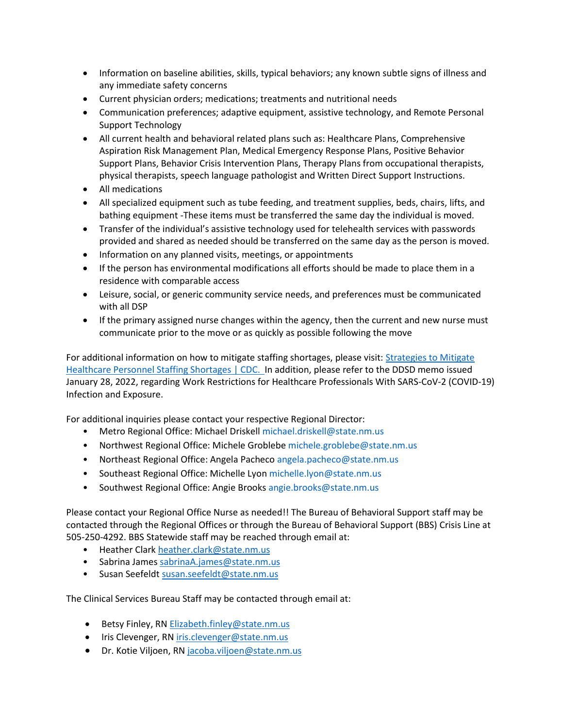- Information on baseline abilities, skills, typical behaviors; any known subtle signs of illness and any immediate safety concerns
- Current physician orders; medications; treatments and nutritional needs
- Communication preferences; adaptive equipment, assistive technology, and Remote Personal Support Technology
- All current health and behavioral related plans such as: Healthcare Plans, Comprehensive Aspiration Risk Management Plan, Medical Emergency Response Plans, Positive Behavior Support Plans, Behavior Crisis Intervention Plans, Therapy Plans from occupational therapists, physical therapists, speech language pathologist and Written Direct Support Instructions.
- All medications
- All specialized equipment such as tube feeding, and treatment supplies, beds, chairs, lifts, and bathing equipment -These items must be transferred the same day the individual is moved.
- Transfer of the individual's assistive technology used for telehealth services with passwords provided and shared as needed should be transferred on the same day as the person is moved.
- Information on any planned visits, meetings, or appointments
- If the person has environmental modifications all efforts should be made to place them in a residence with comparable access
- Leisure, social, or generic community service needs, and preferences must be communicated with all DSP
- If the primary assigned nurse changes within the agency, then the current and new nurse must communicate prior to the move or as quickly as possible following the move

For additional information on how to mitigate staffing shortages, please visit: Strategies to Mitigate Healthcare Personnel Staffing Shortages | CDC. In addition, please refer to the DDSD memo issued January 28, 2022, regarding Work Restrictions for Healthcare Professionals With SARS-CoV-2 (COVID-19) Infection and Exposure.

For additional inquiries please contact your respective Regional Director:

- Metro Regional Office: Michael Driskell michael.driskell@state.nm.us
- Northwest Regional Office: Michele Groblebe michele.groblebe@state.nm.us
- Northeast Regional Office: Angela Pacheco angela.pacheco@state.nm.us
- Southeast Regional Office: Michelle Lyon michelle.lyon@state.nm.us
- Southwest Regional Office: Angie Brooks angie.brooks@state.nm.us

Please contact your Regional Office Nurse as needed!! The Bureau of Behavioral Support staff may be contacted through the Regional Offices or through the Bureau of Behavioral Support (BBS) Crisis Line at 505-250-4292. BBS Statewide staff may be reached through email at:

- Heather Clark heather.clark@state.nm.us
- Sabrina James sabrinaA.james@state.nm.us
- Susan Seefeldt susan.seefeldt@state.nm.us

The Clinical Services Bureau Staff may be contacted through email at:

- Betsy Finley, RN Elizabeth.finley@state.nm.us
- Iris Clevenger, RN iris.clevenger@state.nm.us
- Dr. Kotie Viljoen, RN jacoba.viljoen@state.nm.us